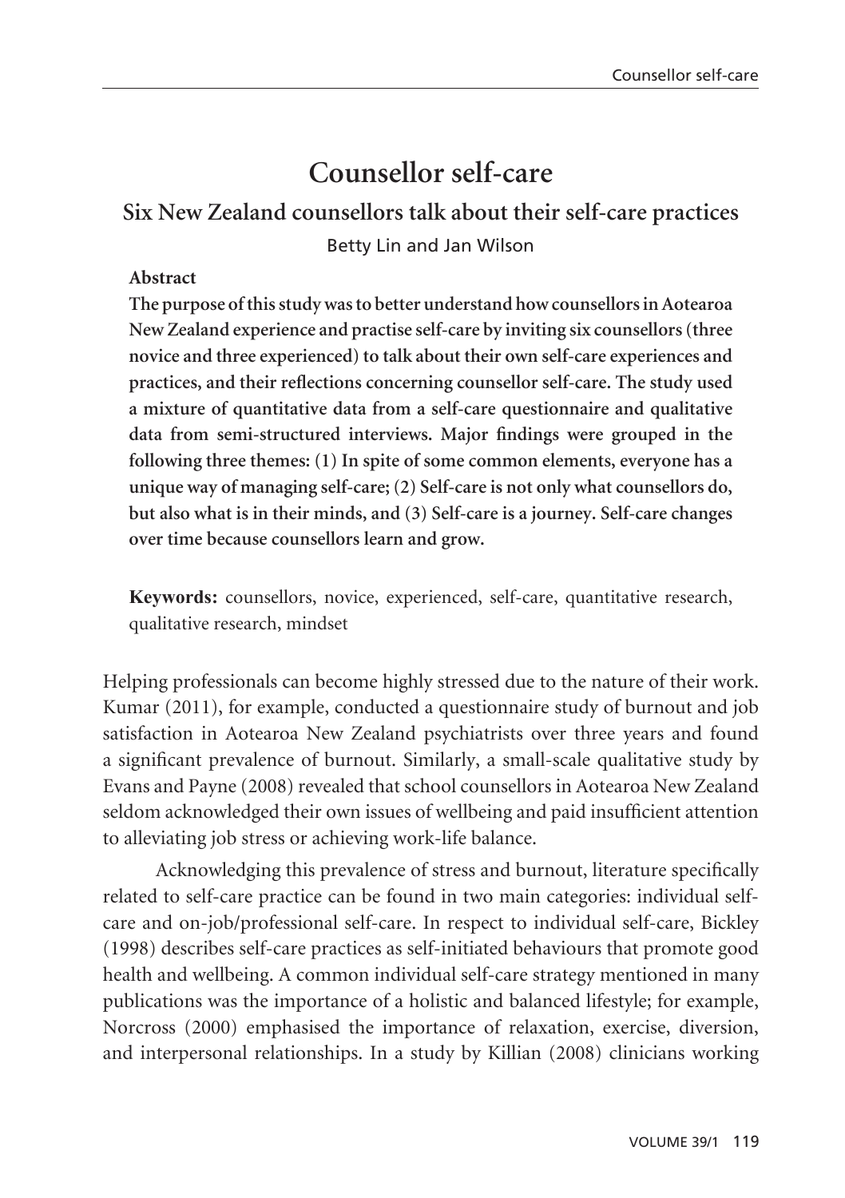# Counsellor self-care

## Six New Zealand counsellors talk about their self-care practices

Betty Lin and Jan Wilson

**Abstract**

**The purpose of this study was to better understand how counsellors in Aotearoa New Zealand experience and practise self-care by inviting six counsellors (three novice and three experienced) to talk about their own self-care experiences and practices, and their reflections concerning counsellor self-care. The study used a mixture of quantitative data from a self-care questionnaire and qualitative data from semi-structured interviews. Major findings were grouped in the following three themes: (1) In spite of some common elements, everyone has a unique way of managing self-care; (2) Self-care is not only what counsellors do, but also what is in their minds, and (3) Self-care is a journey. Self-care changes over time because counsellors learn and grow.**

**Keywords:** counsellors, novice, experienced, self-care, quantitative research, qualitative research, mindset

Helping professionals can become highly stressed due to the nature of their work. Kumar (2011), for example, conducted a questionnaire study of burnout and job satisfaction in Aotearoa New Zealand psychiatrists over three years and found a significant prevalence of burnout. Similarly, a small-scale qualitative study by Evans and Payne (2008) revealed that school counsellors in Aotearoa New Zealand seldom acknowledged their own issues of wellbeing and paid insufficient attention to alleviating job stress or achieving work-life balance.

Acknowledging this prevalence of stress and burnout, literature specifically related to self-care practice can be found in two main categories: individual self-care and on-job/professional self-care. In respect to individual self-care, Bickley (1998) describes self-care practices as self-initiated behaviours that promote good health and wellbeing. A common individual self-care strategy mentioned in many publications was the importance of a holistic and balanced lifestyle; for example, Norcross (2000) emphasised the importance of relaxation, exercise, diversion, and interpersonal relationships. In a study by Killian (2008) clinicians working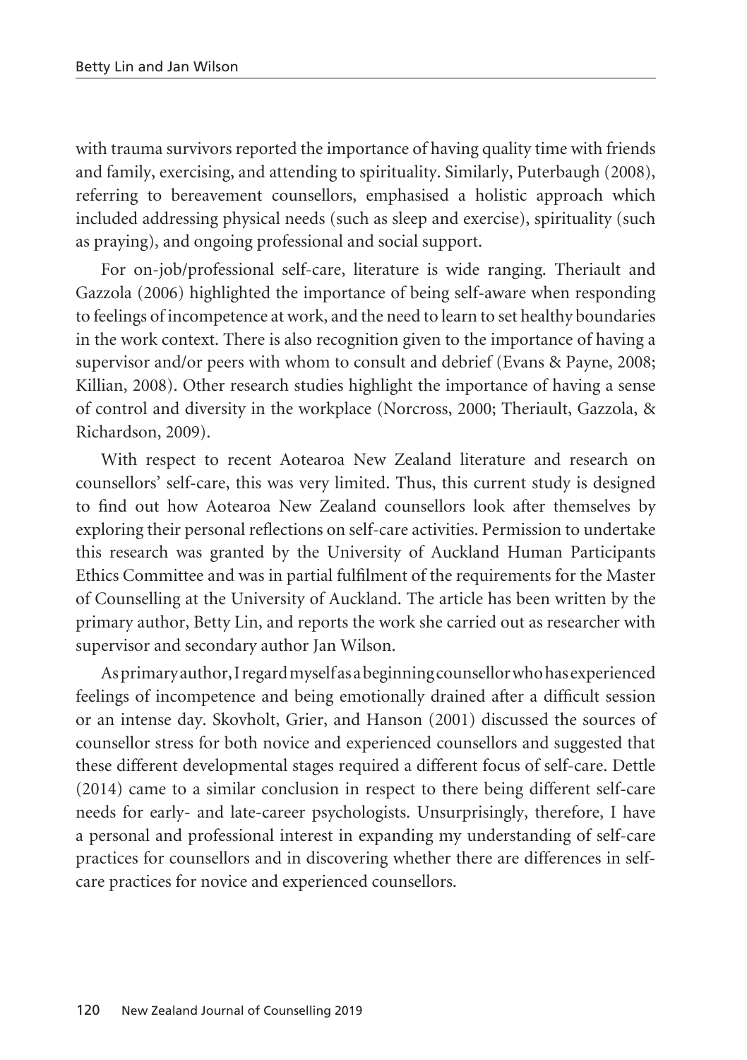with trauma survivors reported the importance of having quality time with friends and family, exercising, and attending to spirituality. Similarly, Puterbaugh (2008), referring to bereavement counsellors, emphasised a holistic approach which included addressing physical needs (such as sleep and exercise), spirituality (such as praying), and ongoing professional and social support.

For on-job/professional self-care, literature is wide ranging. Theriault and Gazzola (2006) highlighted the importance of being self-aware when responding to feelings of incompetence at work, and the need to learn to set healthy boundaries in the work context. There is also recognition given to the importance of having a supervisor and/or peers with whom to consult and debrief (Evans & Payne, 2008; Killian, 2008). Other research studies highlight the importance of having a sense of control and diversity in the workplace (Norcross, 2000; Theriault, Gazzola, & Richardson, 2009).

With respect to recent Aotearoa New Zealand literature and research on counsellors' self-care, this was very limited. Thus, this current study is designed to find out how Aotearoa New Zealand counsellors look after themselves by exploring their personal reflections on self-care activities. Permission to undertake this research was granted by the University of Auckland Human Participants Ethics Committee and was in partial fulfilment of the requirements for the Master of Counselling at the University of Auckland. The article has been written by the primary author, Betty Lin, and reports the work she carried out as researcher with supervisor and secondary author Jan Wilson.

As primary author, I regard myself as a beginning counsellor who has experienced feelings of incompetence and being emotionally drained after a difficult session or an intense day. Skovholt, Grier, and Hanson (2001) discussed the sources of counsellor stress for both novice and experienced counsellors and suggested that these different developmental stages required a different focus of self-care. Dettle (2014) came to a similar conclusion in respect to there being different self-care needs for early- and late-career psychologists. Unsurprisingly, therefore, I have a personal and professional interest in expanding my understanding of self-care practices for counsellors and in discovering whether there are differences in self-care practices for novice and experienced counsellors.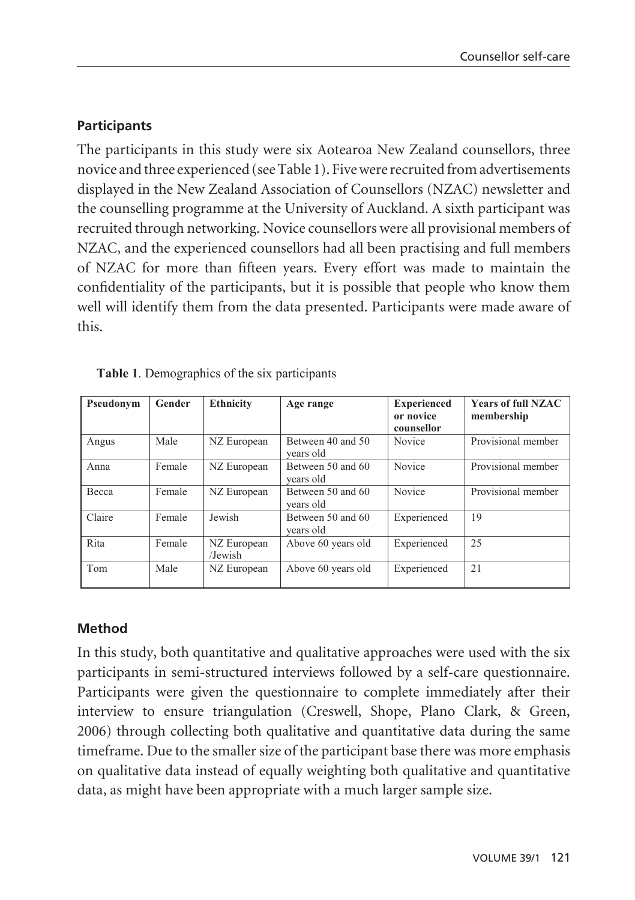## Participants

The participants in this study were six Aotearoa New Zealand counsellors, three novice and three experienced (see Table 1). Five were recruited from advertisements displayed in the New Zealand Association of Counsellors (NZAC) newsletter and the counselling programme at the University of Auckland. A sixth participant was recruited through networking. Novice counsellors were all provisional members of NZAC, and the experienced counsellors had all been practising and full members of NZAC for more than fifteen years. Every effort was made to maintain the confidentiality of the participants, but it is possible that people who know them well will identify them from the data presented. Participants were made aware of this.

**Table 1**. Demographics of the six participants

| Pseudonym | Gender | Ethnicity | Age range | Experienced or novice counsellor | Years of full NZAC membership |
|---|---|---|---|---|---|
| Angus | Male | NZ European | Between 40 and 50 years old | Novice | Provisional member |
| Anna | Female | NZ European | Between 50 and 60 years old | Novice | Provisional member |
| Becca | Female | NZ European | Between 50 and 60 years old | Novice | Provisional member |
| Claire | Female | Jewish | Between 50 and 60 years old | Experienced | 19 |
| Rita | Female | NZ European /Jewish | Above 60 years old | Experienced | 25 |
| Tom | Male | NZ European | Above 60 years old | Experienced | 21 |

## Method

In this study, both quantitative and qualitative approaches were used with the six participants in semi-structured interviews followed by a self-care questionnaire. Participants were given the questionnaire to complete immediately after their interview to ensure triangulation (Creswell, Shope, Plano Clark, & Green, 2006) through collecting both qualitative and quantitative data during the same timeframe. Due to the smaller size of the participant base there was more emphasis on qualitative data instead of equally weighting both qualitative and quantitative data, as might have been appropriate with a much larger sample size.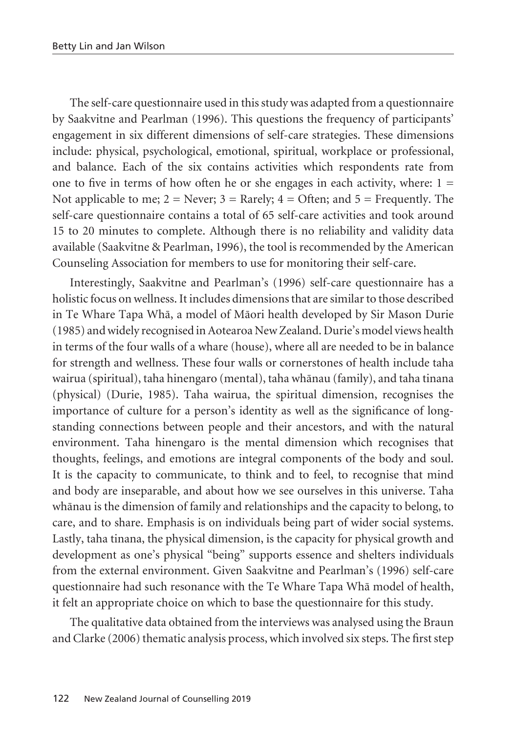The self-care questionnaire used in this study was adapted from a questionnaire by Saakvitne and Pearlman (1996). This questions the frequency of participants' engagement in six different dimensions of self-care strategies. These dimensions include: physical, psychological, emotional, spiritual, workplace or professional, and balance. Each of the six contains activities which respondents rate from one to five in terms of how often he or she engages in each activity, where: 1 = Not applicable to me; 2 = Never; 3 = Rarely; 4 = Often; and 5 = Frequently. The self-care questionnaire contains a total of 65 self-care activities and took around 15 to 20 minutes to complete. Although there is no reliability and validity data available (Saakvitne & Pearlman, 1996), the tool is recommended by the American Counseling Association for members to use for monitoring their self-care.

Interestingly, Saakvitne and Pearlman's (1996) self-care questionnaire has a holistic focus on wellness. It includes dimensions that are similar to those described in Te Whare Tapa Whā, a model of Māori health developed by Sir Mason Durie (1985) and widely recognised in Aotearoa New Zealand. Durie's model views health in terms of the four walls of a whare (house), where all are needed to be in balance for strength and wellness. These four walls or cornerstones of health include taha wairua (spiritual), taha hinengaro (mental), taha whānau (family), and taha tinana (physical) (Durie, 1985). Taha wairua, the spiritual dimension, recognises the importance of culture for a person's identity as well as the significance of long-standing connections between people and their ancestors, and with the natural environment. Taha hinengaro is the mental dimension which recognises that thoughts, feelings, and emotions are integral components of the body and soul. It is the capacity to communicate, to think and to feel, to recognise that mind and body are inseparable, and about how we see ourselves in this universe. Taha whānau is the dimension of family and relationships and the capacity to belong, to care, and to share. Emphasis is on individuals being part of wider social systems. Lastly, taha tinana, the physical dimension, is the capacity for physical growth and development as one's physical "being" supports essence and shelters individuals from the external environment. Given Saakvitne and Pearlman's (1996) self-care questionnaire had such resonance with the Te Whare Tapa Whā model of health, it felt an appropriate choice on which to base the questionnaire for this study.

The qualitative data obtained from the interviews was analysed using the Braun and Clarke (2006) thematic analysis process, which involved six steps. The first step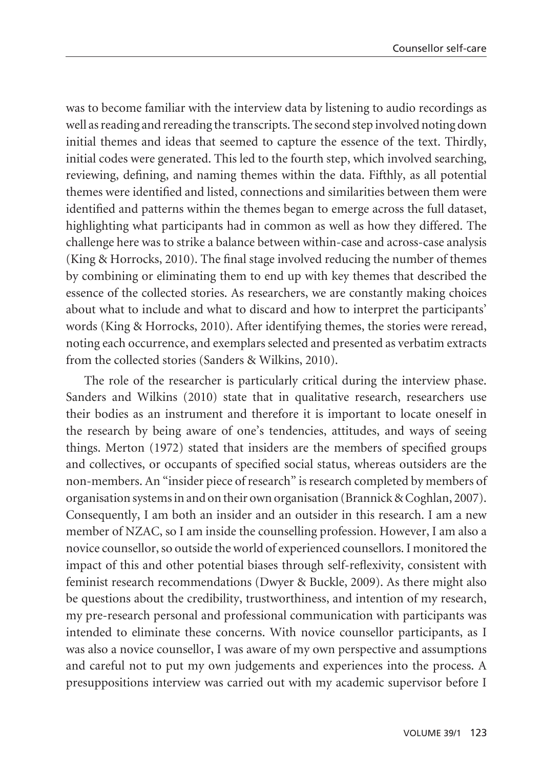was to become familiar with the interview data by listening to audio recordings as well as reading and rereading the transcripts. The second step involved noting down initial themes and ideas that seemed to capture the essence of the text. Thirdly, initial codes were generated. This led to the fourth step, which involved searching, reviewing, defining, and naming themes within the data. Fifthly, as all potential themes were identified and listed, connections and similarities between them were identified and patterns within the themes began to emerge across the full dataset, highlighting what participants had in common as well as how they differed. The challenge here was to strike a balance between within-case and across-case analysis (King & Horrocks, 2010). The final stage involved reducing the number of themes by combining or eliminating them to end up with key themes that described the essence of the collected stories. As researchers, we are constantly making choices about what to include and what to discard and how to interpret the participants' words (King & Horrocks, 2010). After identifying themes, the stories were reread, noting each occurrence, and exemplars selected and presented as verbatim extracts from the collected stories (Sanders & Wilkins, 2010).

The role of the researcher is particularly critical during the interview phase. Sanders and Wilkins (2010) state that in qualitative research, researchers use their bodies as an instrument and therefore it is important to locate oneself in the research by being aware of one's tendencies, attitudes, and ways of seeing things. Merton (1972) stated that insiders are the members of specified groups and collectives, or occupants of specified social status, whereas outsiders are the non-members. An "insider piece of research" is research completed by members of organisation systems in and on their own organisation (Brannick & Coghlan, 2007). Consequently, I am both an insider and an outsider in this research. I am a new member of NZAC, so I am inside the counselling profession. However, I am also a novice counsellor, so outside the world of experienced counsellors. I monitored the impact of this and other potential biases through self-reflexivity, consistent with feminist research recommendations (Dwyer & Buckle, 2009). As there might also be questions about the credibility, trustworthiness, and intention of my research, my pre-research personal and professional communication with participants was intended to eliminate these concerns. With novice counsellor participants, as I was also a novice counsellor, I was aware of my own perspective and assumptions and careful not to put my own judgements and experiences into the process. A presuppositions interview was carried out with my academic supervisor before I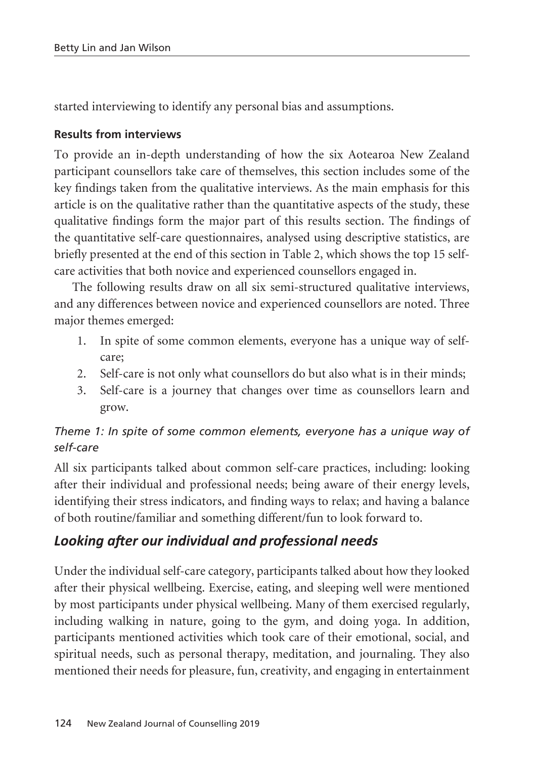started interviewing to identify any personal bias and assumptions.

### Results from interviews

To provide an in-depth understanding of how the six Aotearoa New Zealand participant counsellors take care of themselves, this section includes some of the key findings taken from the qualitative interviews. As the main emphasis for this article is on the qualitative rather than the quantitative aspects of the study, these qualitative findings form the major part of this results section. The findings of the quantitative self-care questionnaires, analysed using descriptive statistics, are briefly presented at the end of this section in Table 2, which shows the top 15 self-care activities that both novice and experienced counsellors engaged in.

The following results draw on all six semi-structured qualitative interviews, and any differences between novice and experienced counsellors are noted. Three major themes emerged:

1. In spite of some common elements, everyone has a unique way of self-care;
2. Self-care is not only what counsellors do but also what is in their minds;
3. Self-care is a journey that changes over time as counsellors learn and grow.

#### *Theme 1: In spite of some common elements, everyone has a unique way of self-care*

All six participants talked about common self-care practices, including: looking after their individual and professional needs; being aware of their energy levels, identifying their stress indicators, and finding ways to relax; and having a balance of both routine/familiar and something different/fun to look forward to.

## *Looking after our individual and professional needs*

Under the individual self-care category, participants talked about how they looked after their physical wellbeing. Exercise, eating, and sleeping well were mentioned by most participants under physical wellbeing. Many of them exercised regularly, including walking in nature, going to the gym, and doing yoga. In addition, participants mentioned activities which took care of their emotional, social, and spiritual needs, such as personal therapy, meditation, and journaling. They also mentioned their needs for pleasure, fun, creativity, and engaging in entertainment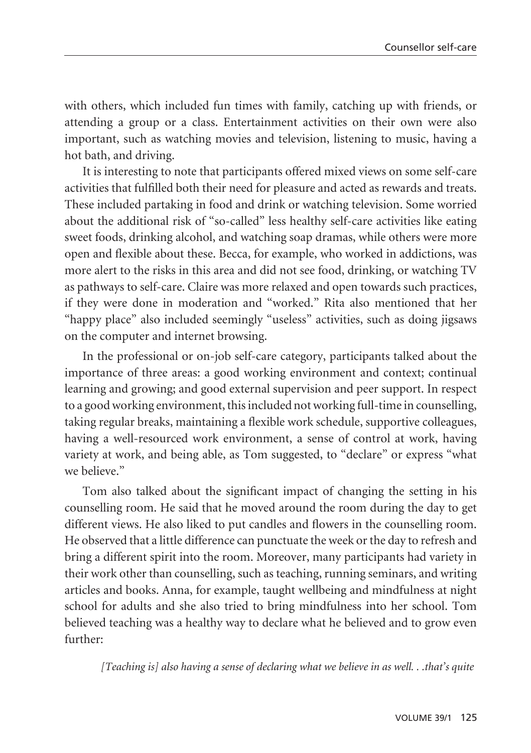with others, which included fun times with family, catching up with friends, or attending a group or a class. Entertainment activities on their own were also important, such as watching movies and television, listening to music, having a hot bath, and driving.

It is interesting to note that participants offered mixed views on some self-care activities that fulfilled both their need for pleasure and acted as rewards and treats. These included partaking in food and drink or watching television. Some worried about the additional risk of "so-called" less healthy self-care activities like eating sweet foods, drinking alcohol, and watching soap dramas, while others were more open and flexible about these. Becca, for example, who worked in addictions, was more alert to the risks in this area and did not see food, drinking, or watching TV as pathways to self-care. Claire was more relaxed and open towards such practices, if they were done in moderation and "worked." Rita also mentioned that her "happy place" also included seemingly "useless" activities, such as doing jigsaws on the computer and internet browsing.

In the professional or on-job self-care category, participants talked about the importance of three areas: a good working environment and context; continual learning and growing; and good external supervision and peer support. In respect to a good working environment, this included not working full-time in counselling, taking regular breaks, maintaining a flexible work schedule, supportive colleagues, having a well-resourced work environment, a sense of control at work, having variety at work, and being able, as Tom suggested, to "declare" or express "what we believe."

Tom also talked about the significant impact of changing the setting in his counselling room. He said that he moved around the room during the day to get different views. He also liked to put candles and flowers in the counselling room. He observed that a little difference can punctuate the week or the day to refresh and bring a different spirit into the room. Moreover, many participants had variety in their work other than counselling, such as teaching, running seminars, and writing articles and books. Anna, for example, taught wellbeing and mindfulness at night school for adults and she also tried to bring mindfulness into her school. Tom believed teaching was a healthy way to declare what he believed and to grow even further:

> *[Teaching is] also having a sense of declaring what we believe in as well. . .that's quite*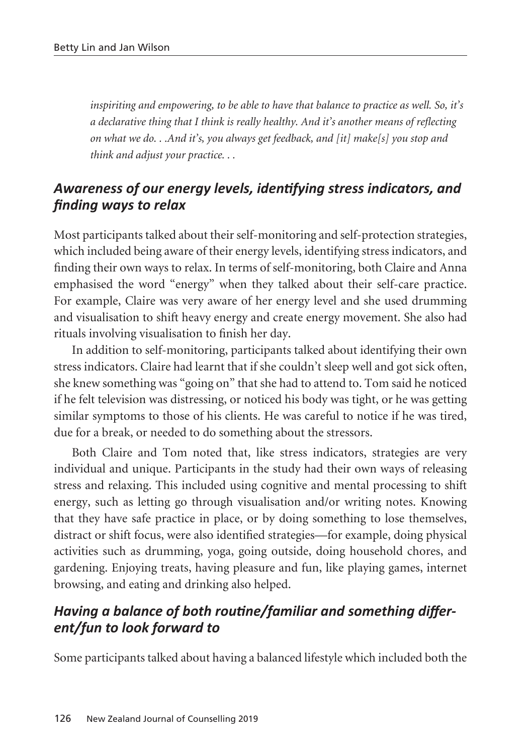*inspiriting and empowering, to be able to have that balance to practice as well. So, it's a declarative thing that I think is really healthy. And it's another means of reflecting on what we do. . .And it's, you always get feedback, and [it] make[s] you stop and think and adjust your practice. . .*

### *Awareness of our energy levels, identifying stress indicators, and finding ways to relax*

Most participants talked about their self-monitoring and self-protection strategies, which included being aware of their energy levels, identifying stress indicators, and finding their own ways to relax. In terms of self-monitoring, both Claire and Anna emphasised the word "energy" when they talked about their self-care practice. For example, Claire was very aware of her energy level and she used drumming and visualisation to shift heavy energy and create energy movement. She also had rituals involving visualisation to finish her day.

In addition to self-monitoring, participants talked about identifying their own stress indicators. Claire had learnt that if she couldn't sleep well and got sick often, she knew something was "going on" that she had to attend to. Tom said he noticed if he felt television was distressing, or noticed his body was tight, or he was getting similar symptoms to those of his clients. He was careful to notice if he was tired, due for a break, or needed to do something about the stressors.

Both Claire and Tom noted that, like stress indicators, strategies are very individual and unique. Participants in the study had their own ways of releasing stress and relaxing. This included using cognitive and mental processing to shift energy, such as letting go through visualisation and/or writing notes. Knowing that they have safe practice in place, or by doing something to lose themselves, distract or shift focus, were also identified strategies—for example, doing physical activities such as drumming, yoga, going outside, doing household chores, and gardening. Enjoying treats, having pleasure and fun, like playing games, internet browsing, and eating and drinking also helped.

### *Having a balance of both routine/familiar and something different/fun to look forward to*

Some participants talked about having a balanced lifestyle which included both the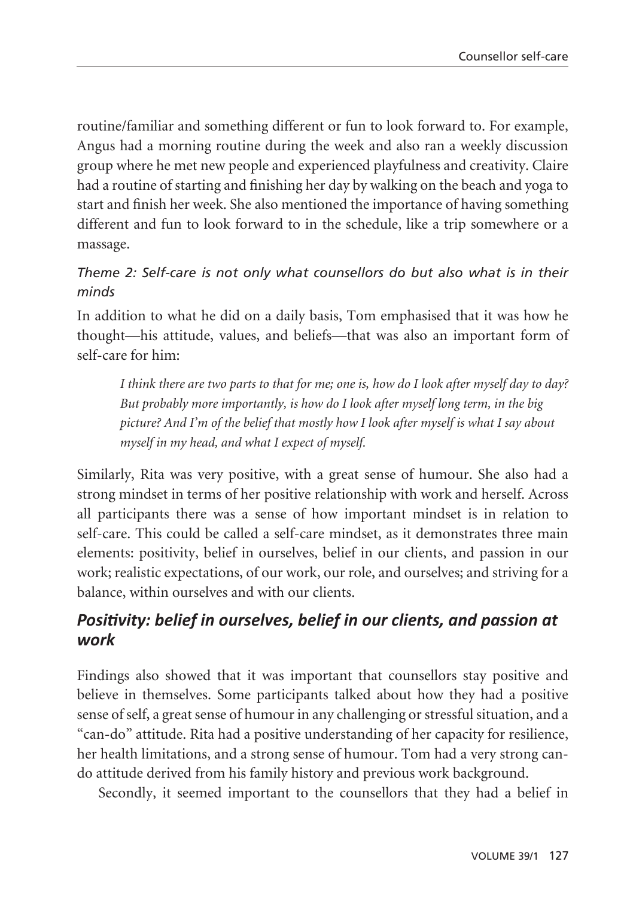routine/familiar and something different or fun to look forward to. For example, Angus had a morning routine during the week and also ran a weekly discussion group where he met new people and experienced playfulness and creativity. Claire had a routine of starting and finishing her day by walking on the beach and yoga to start and finish her week. She also mentioned the importance of having something different and fun to look forward to in the schedule, like a trip somewhere or a massage.

*Theme 2: Self-care is not only what counsellors do but also what is in their minds*

In addition to what he did on a daily basis, Tom emphasised that it was how he thought—his attitude, values, and beliefs—that was also an important form of self-care for him:

> *I think there are two parts to that for me; one is, how do I look after myself day to day? But probably more importantly, is how do I look after myself long term, in the big picture? And I'm of the belief that mostly how I look after myself is what I say about myself in my head, and what I expect of myself.*

Similarly, Rita was very positive, with a great sense of humour. She also had a strong mindset in terms of her positive relationship with work and herself. Across all participants there was a sense of how important mindset is in relation to self-care. This could be called a self-care mindset, as it demonstrates three main elements: positivity, belief in ourselves, belief in our clients, and passion in our work; realistic expectations, of our work, our role, and ourselves; and striving for a balance, within ourselves and with our clients.

### *Positivity: belief in ourselves, belief in our clients, and passion at work*

Findings also showed that it was important that counsellors stay positive and believe in themselves. Some participants talked about how they had a positive sense of self, a great sense of humour in any challenging or stressful situation, and a "can-do" attitude. Rita had a positive understanding of her capacity for resilience, her health limitations, and a strong sense of humour. Tom had a very strong can-do attitude derived from his family history and previous work background.

Secondly, it seemed important to the counsellors that they had a belief in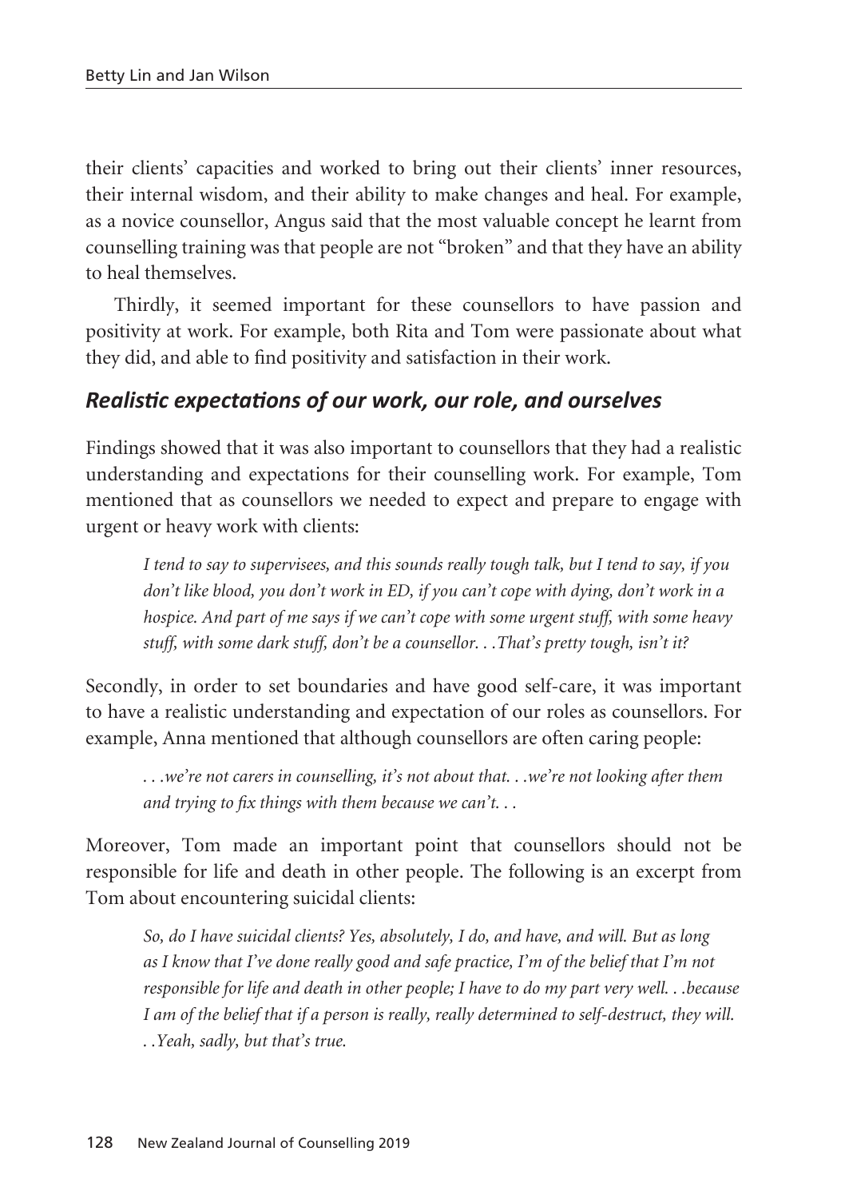their clients' capacities and worked to bring out their clients' inner resources, their internal wisdom, and their ability to make changes and heal. For example, as a novice counsellor, Angus said that the most valuable concept he learnt from counselling training was that people are not "broken" and that they have an ability to heal themselves.

Thirdly, it seemed important for these counsellors to have passion and positivity at work. For example, both Rita and Tom were passionate about what they did, and able to find positivity and satisfaction in their work.

### *Realistic expectations of our work, our role, and ourselves*

Findings showed that it was also important to counsellors that they had a realistic understanding and expectations for their counselling work. For example, Tom mentioned that as counsellors we needed to expect and prepare to engage with urgent or heavy work with clients:

> *I tend to say to supervisees, and this sounds really tough talk, but I tend to say, if you don't like blood, you don't work in ED, if you can't cope with dying, don't work in a hospice. And part of me says if we can't cope with some urgent stuff, with some heavy stuff, with some dark stuff, don't be a counsellor. . .That's pretty tough, isn't it?*

Secondly, in order to set boundaries and have good self-care, it was important to have a realistic understanding and expectation of our roles as counsellors. For example, Anna mentioned that although counsellors are often caring people:

> *. . .we're not carers in counselling, it's not about that. . .we're not looking after them and trying to fix things with them because we can't. . .*

Moreover, Tom made an important point that counsellors should not be responsible for life and death in other people. The following is an excerpt from Tom about encountering suicidal clients:

> *So, do I have suicidal clients? Yes, absolutely, I do, and have, and will. But as long as I know that I've done really good and safe practice, I'm of the belief that I'm not responsible for life and death in other people; I have to do my part very well. . .because I am of the belief that if a person is really, really determined to self-destruct, they will. . .Yeah, sadly, but that's true.*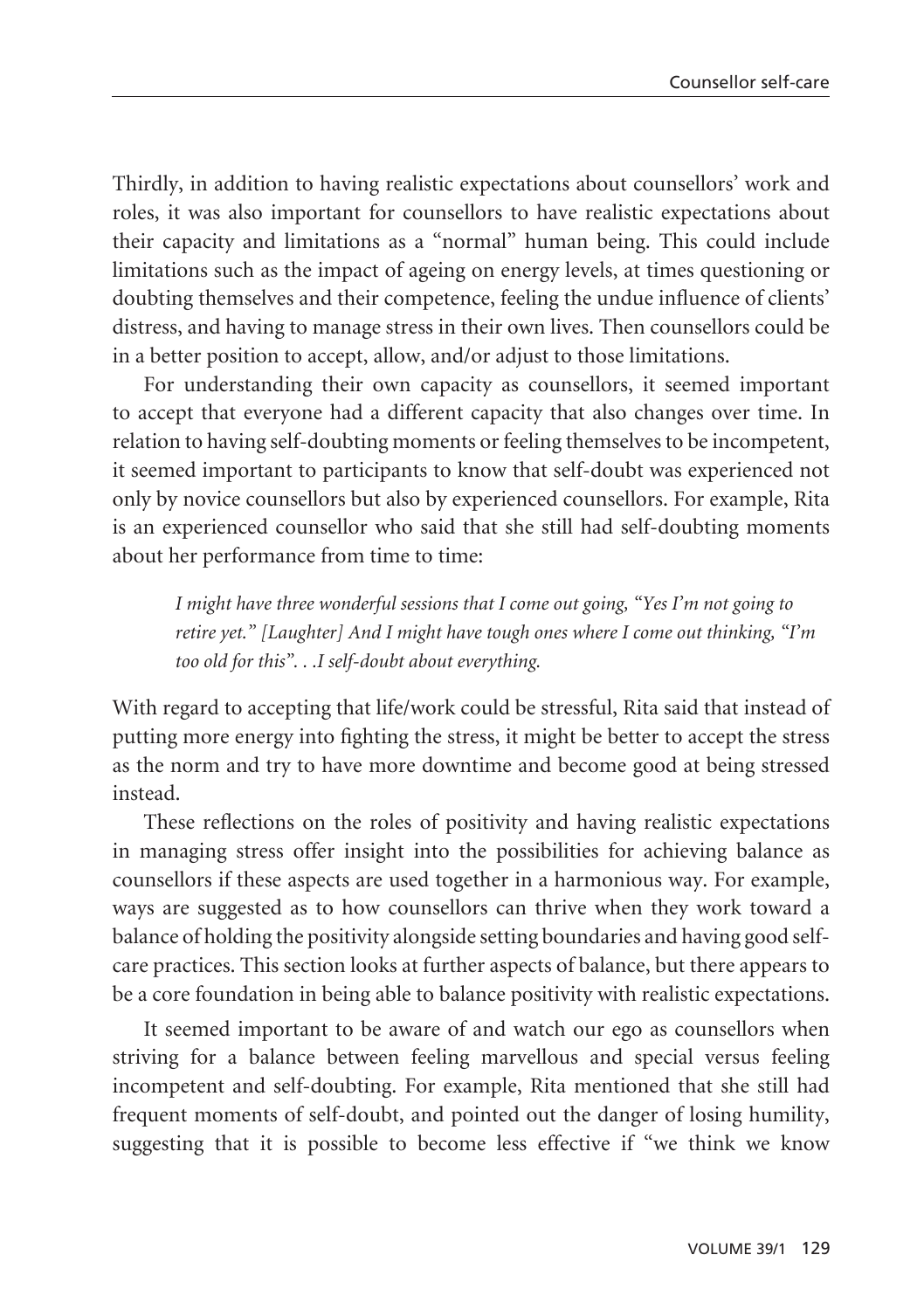Thirdly, in addition to having realistic expectations about counsellors' work and roles, it was also important for counsellors to have realistic expectations about their capacity and limitations as a "normal" human being. This could include limitations such as the impact of ageing on energy levels, at times questioning or doubting themselves and their competence, feeling the undue influence of clients' distress, and having to manage stress in their own lives. Then counsellors could be in a better position to accept, allow, and/or adjust to those limitations.

For understanding their own capacity as counsellors, it seemed important to accept that everyone had a different capacity that also changes over time. In relation to having self-doubting moments or feeling themselves to be incompetent, it seemed important to participants to know that self-doubt was experienced not only by novice counsellors but also by experienced counsellors. For example, Rita is an experienced counsellor who said that she still had self-doubting moments about her performance from time to time:

> *I might have three wonderful sessions that I come out going, "Yes I'm not going to retire yet." [Laughter] And I might have tough ones where I come out thinking, "I'm too old for this". . .I self-doubt about everything.*

With regard to accepting that life/work could be stressful, Rita said that instead of putting more energy into fighting the stress, it might be better to accept the stress as the norm and try to have more downtime and become good at being stressed instead.

These reflections on the roles of positivity and having realistic expectations in managing stress offer insight into the possibilities for achieving balance as counsellors if these aspects are used together in a harmonious way. For example, ways are suggested as to how counsellors can thrive when they work toward a balance of holding the positivity alongside setting boundaries and having good self-care practices. This section looks at further aspects of balance, but there appears to be a core foundation in being able to balance positivity with realistic expectations.

It seemed important to be aware of and watch our ego as counsellors when striving for a balance between feeling marvellous and special versus feeling incompetent and self-doubting. For example, Rita mentioned that she still had frequent moments of self-doubt, and pointed out the danger of losing humility, suggesting that it is possible to become less effective if "we think we know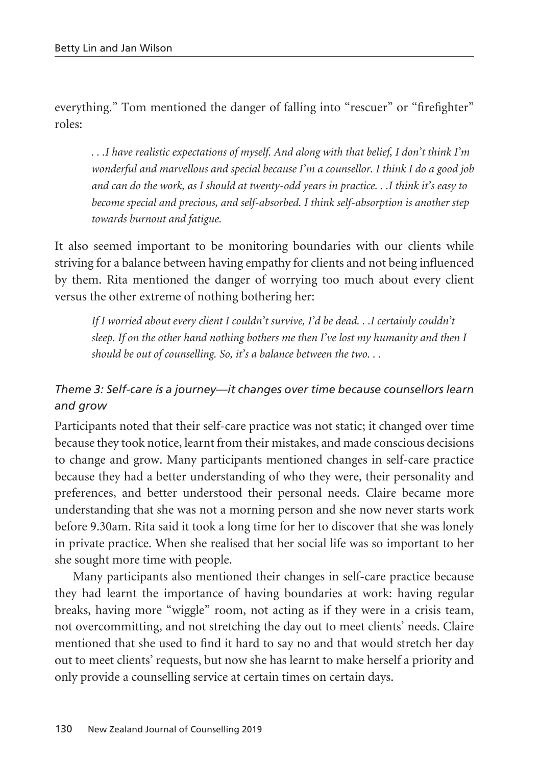everything." Tom mentioned the danger of falling into "rescuer" or "firefighter" roles:

> *. . .I have realistic expectations of myself. And along with that belief, I don't think I'm wonderful and marvellous and special because I'm a counsellor. I think I do a good job and can do the work, as I should at twenty-odd years in practice. . .I think it's easy to become special and precious, and self-absorbed. I think self-absorption is another step towards burnout and fatigue.*

It also seemed important to be monitoring boundaries with our clients while striving for a balance between having empathy for clients and not being influenced by them. Rita mentioned the danger of worrying too much about every client versus the other extreme of nothing bothering her:

> *If I worried about every client I couldn't survive, I'd be dead. . .I certainly couldn't sleep. If on the other hand nothing bothers me then I've lost my humanity and then I should be out of counselling. So, it's a balance between the two. . .*

### *Theme 3: Self-care is a journey—it changes over time because counsellors learn and grow*

Participants noted that their self-care practice was not static; it changed over time because they took notice, learnt from their mistakes, and made conscious decisions to change and grow. Many participants mentioned changes in self-care practice because they had a better understanding of who they were, their personality and preferences, and better understood their personal needs. Claire became more understanding that she was not a morning person and she now never starts work before 9.30am. Rita said it took a long time for her to discover that she was lonely in private practice. When she realised that her social life was so important to her she sought more time with people.

Many participants also mentioned their changes in self-care practice because they had learnt the importance of having boundaries at work: having regular breaks, having more "wiggle" room, not acting as if they were in a crisis team, not overcommitting, and not stretching the day out to meet clients' needs. Claire mentioned that she used to find it hard to say no and that would stretch her day out to meet clients' requests, but now she has learnt to make herself a priority and only provide a counselling service at certain times on certain days.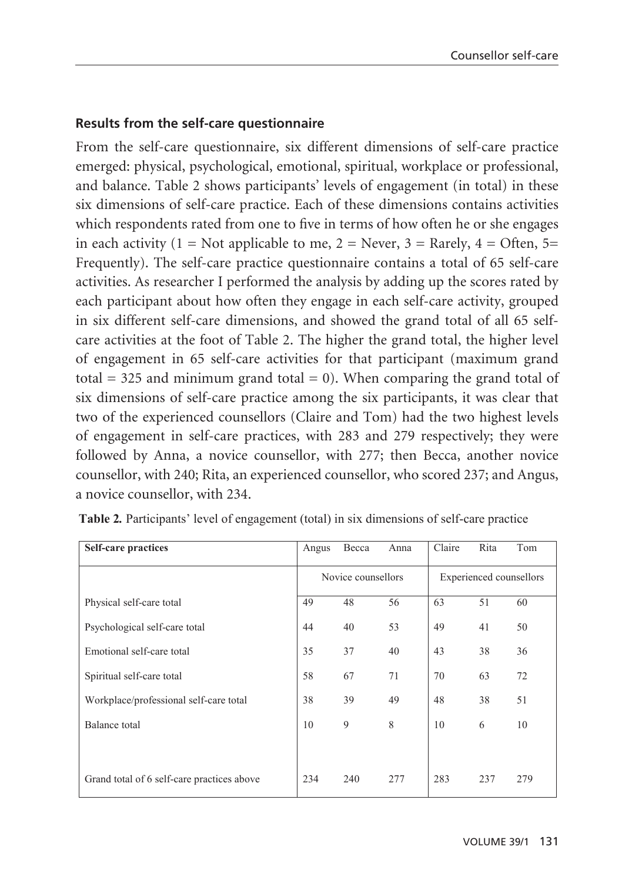### Results from the self-care questionnaire

From the self-care questionnaire, six different dimensions of self-care practice emerged: physical, psychological, emotional, spiritual, workplace or professional, and balance. Table 2 shows participants' levels of engagement (in total) in these six dimensions of self-care practice. Each of these dimensions contains activities which respondents rated from one to five in terms of how often he or she engages in each activity (1 = Not applicable to me, 2 = Never, 3 = Rarely, 4 = Often, 5= Frequently). The self-care practice questionnaire contains a total of 65 self-care activities. As researcher I performed the analysis by adding up the scores rated by each participant about how often they engage in each self-care activity, grouped in six different self-care dimensions, and showed the grand total of all 65 self-care activities at the foot of Table 2. The higher the grand total, the higher level of engagement in 65 self-care activities for that participant (maximum grand total = 325 and minimum grand total = 0). When comparing the grand total of six dimensions of self-care practice among the six participants, it was clear that two of the experienced counsellors (Claire and Tom) had the two highest levels of engagement in self-care practices, with 283 and 279 respectively; they were followed by Anna, a novice counsellor, with 277; then Becca, another novice counsellor, with 240; Rita, an experienced counsellor, who scored 237; and Angus, a novice counsellor, with 234.

**Table 2.** Participants' level of engagement (total) in six dimensions of self-care practice

| Self-care practices | Angus | Becca | Anna | Claire | Rita | Tom |
|---|---|---|---|---|---|---|
| | Novice counsellors | | | Experienced counsellors | | |
| Physical self-care total | 49 | 48 | 56 | 63 | 51 | 60 |
| Psychological self-care total | 44 | 40 | 53 | 49 | 41 | 50 |
| Emotional self-care total | 35 | 37 | 40 | 43 | 38 | 36 |
| Spiritual self-care total | 58 | 67 | 71 | 70 | 63 | 72 |
| Workplace/professional self-care total | 38 | 39 | 49 | 48 | 38 | 51 |
| Balance total | 10 | 9 | 8 | 10 | 6 | 10 |
| Grand total of 6 self-care practices above | 234 | 240 | 277 | 283 | 237 | 279 |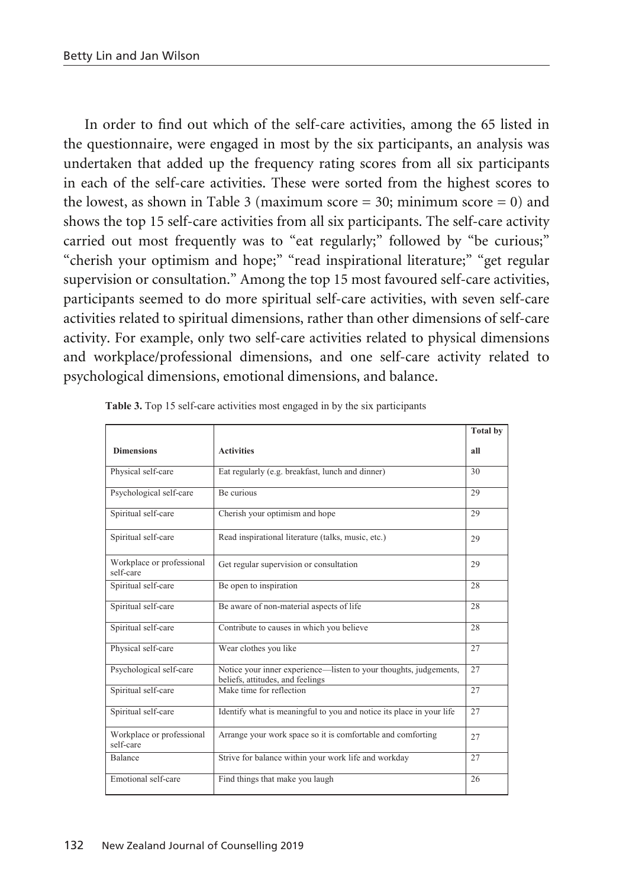In order to find out which of the self-care activities, among the 65 listed in the questionnaire, were engaged in most by the six participants, an analysis was undertaken that added up the frequency rating scores from all six participants in each of the self-care activities. These were sorted from the highest scores to the lowest, as shown in Table 3 (maximum score = 30; minimum score = 0) and shows the top 15 self-care activities from all six participants. The self-care activity carried out most frequently was to "eat regularly;" followed by "be curious;" "cherish your optimism and hope;" "read inspirational literature;" "get regular supervision or consultation." Among the top 15 most favoured self-care activities, participants seemed to do more spiritual self-care activities, with seven self-care activities related to spiritual dimensions, rather than other dimensions of self-care activity. For example, only two self-care activities related to physical dimensions and workplace/professional dimensions, and one self-care activity related to psychological dimensions, emotional dimensions, and balance.

**Table 3.** Top 15 self-care activities most engaged in by the six participants

| Dimensions | Activities | Total by all |
|---|---|---|
| Physical self-care | Eat regularly (e.g. breakfast, lunch and dinner) | 30 |
| Psychological self-care | Be curious | 29 |
| Spiritual self-care | Cherish your optimism and hope | 29 |
| Spiritual self-care | Read inspirational literature (talks, music, etc.) | 29 |
| Workplace or professional self-care | Get regular supervision or consultation | 29 |
| Spiritual self-care | Be open to inspiration | 28 |
| Spiritual self-care | Be aware of non-material aspects of life | 28 |
| Spiritual self-care | Contribute to causes in which you believe | 28 |
| Physical self-care | Wear clothes you like | 27 |
| Psychological self-care | Notice your inner experience—listen to your thoughts, judgements, beliefs, attitudes, and feelings | 27 |
| Spiritual self-care | Make time for reflection | 27 |
| Spiritual self-care | Identify what is meaningful to you and notice its place in your life | 27 |
| Workplace or professional self-care | Arrange your work space so it is comfortable and comforting | 27 |
| Balance | Strive for balance within your work life and workday | 27 |
| Emotional self-care | Find things that make you laugh | 26 |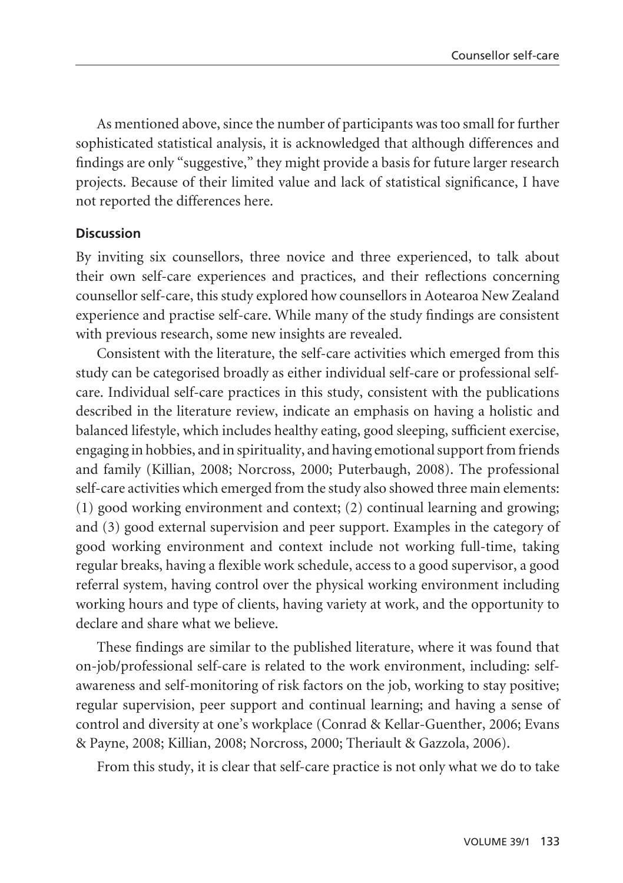As mentioned above, since the number of participants was too small for further sophisticated statistical analysis, it is acknowledged that although differences and findings are only "suggestive," they might provide a basis for future larger research projects. Because of their limited value and lack of statistical significance, I have not reported the differences here.

## Discussion

By inviting six counsellors, three novice and three experienced, to talk about their own self-care experiences and practices, and their reflections concerning counsellor self-care, this study explored how counsellors in Aotearoa New Zealand experience and practise self-care. While many of the study findings are consistent with previous research, some new insights are revealed.

Consistent with the literature, the self-care activities which emerged from this study can be categorised broadly as either individual self-care or professional self-care. Individual self-care practices in this study, consistent with the publications described in the literature review, indicate an emphasis on having a holistic and balanced lifestyle, which includes healthy eating, good sleeping, sufficient exercise, engaging in hobbies, and in spirituality, and having emotional support from friends and family (Killian, 2008; Norcross, 2000; Puterbaugh, 2008). The professional self-care activities which emerged from the study also showed three main elements: (1) good working environment and context; (2) continual learning and growing; and (3) good external supervision and peer support. Examples in the category of good working environment and context include not working full-time, taking regular breaks, having a flexible work schedule, access to a good supervisor, a good referral system, having control over the physical working environment including working hours and type of clients, having variety at work, and the opportunity to declare and share what we believe.

These findings are similar to the published literature, where it was found that on-job/professional self-care is related to the work environment, including: self-awareness and self-monitoring of risk factors on the job, working to stay positive; regular supervision, peer support and continual learning; and having a sense of control and diversity at one's workplace (Conrad & Kellar-Guenther, 2006; Evans & Payne, 2008; Killian, 2008; Norcross, 2000; Theriault & Gazzola, 2006).

From this study, it is clear that self-care practice is not only what we do to take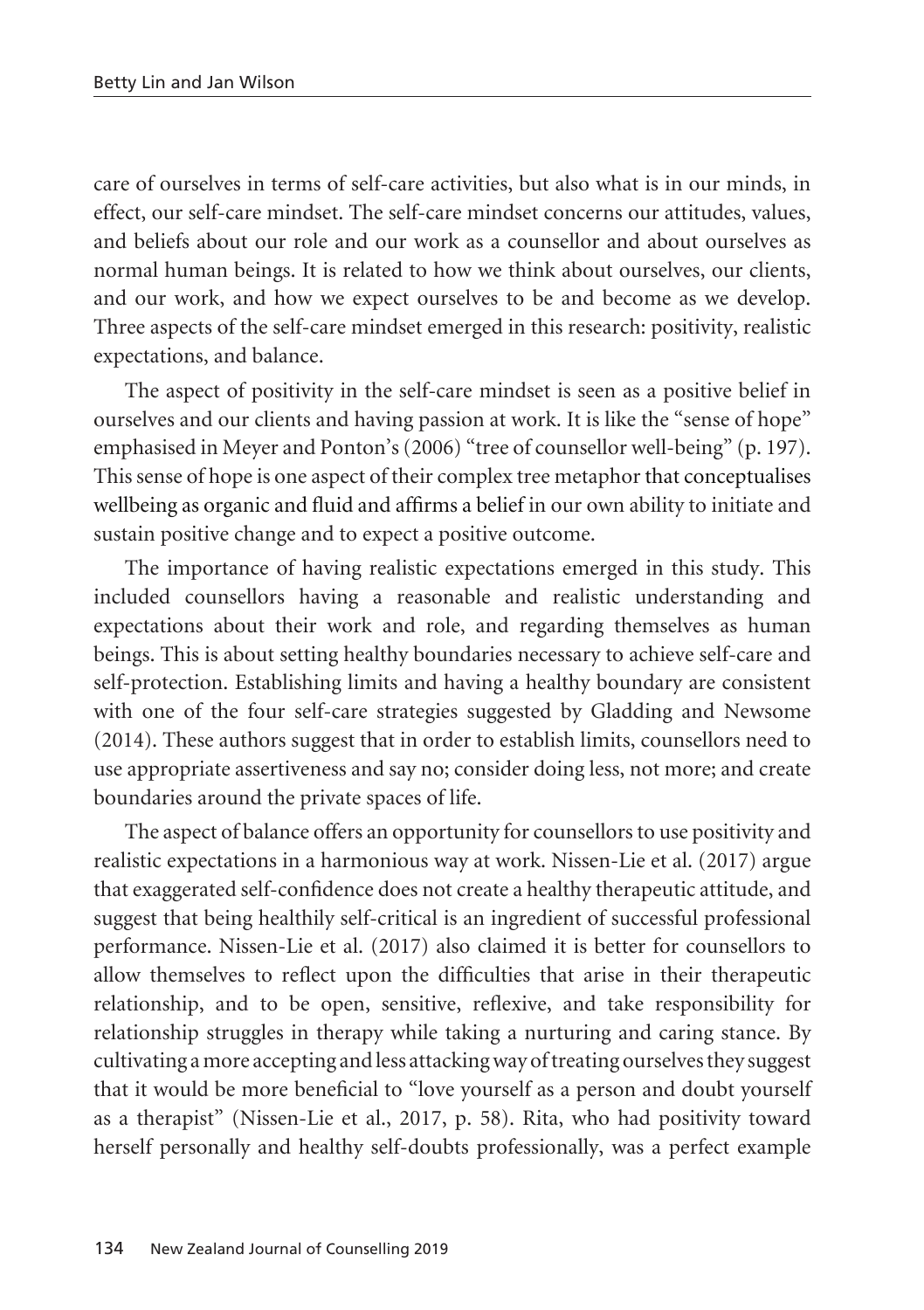care of ourselves in terms of self-care activities, but also what is in our minds, in effect, our self-care mindset. The self-care mindset concerns our attitudes, values, and beliefs about our role and our work as a counsellor and about ourselves as normal human beings. It is related to how we think about ourselves, our clients, and our work, and how we expect ourselves to be and become as we develop. Three aspects of the self-care mindset emerged in this research: positivity, realistic expectations, and balance.

The aspect of positivity in the self-care mindset is seen as a positive belief in ourselves and our clients and having passion at work. It is like the "sense of hope" emphasised in Meyer and Ponton's (2006) "tree of counsellor well-being" (p. 197). This sense of hope is one aspect of their complex tree metaphor that conceptualises wellbeing as organic and fluid and affirms a belief in our own ability to initiate and sustain positive change and to expect a positive outcome.

The importance of having realistic expectations emerged in this study. This included counsellors having a reasonable and realistic understanding and expectations about their work and role, and regarding themselves as human beings. This is about setting healthy boundaries necessary to achieve self-care and self-protection. Establishing limits and having a healthy boundary are consistent with one of the four self-care strategies suggested by Gladding and Newsome (2014). These authors suggest that in order to establish limits, counsellors need to use appropriate assertiveness and say no; consider doing less, not more; and create boundaries around the private spaces of life.

The aspect of balance offers an opportunity for counsellors to use positivity and realistic expectations in a harmonious way at work. Nissen-Lie et al. (2017) argue that exaggerated self-confidence does not create a healthy therapeutic attitude, and suggest that being healthily self-critical is an ingredient of successful professional performance. Nissen-Lie et al. (2017) also claimed it is better for counsellors to allow themselves to reflect upon the difficulties that arise in their therapeutic relationship, and to be open, sensitive, reflexive, and take responsibility for relationship struggles in therapy while taking a nurturing and caring stance. By cultivating a more accepting and less attacking way of treating ourselves they suggest that it would be more beneficial to "love yourself as a person and doubt yourself as a therapist" (Nissen-Lie et al., 2017, p. 58). Rita, who had positivity toward herself personally and healthy self-doubts professionally, was a perfect example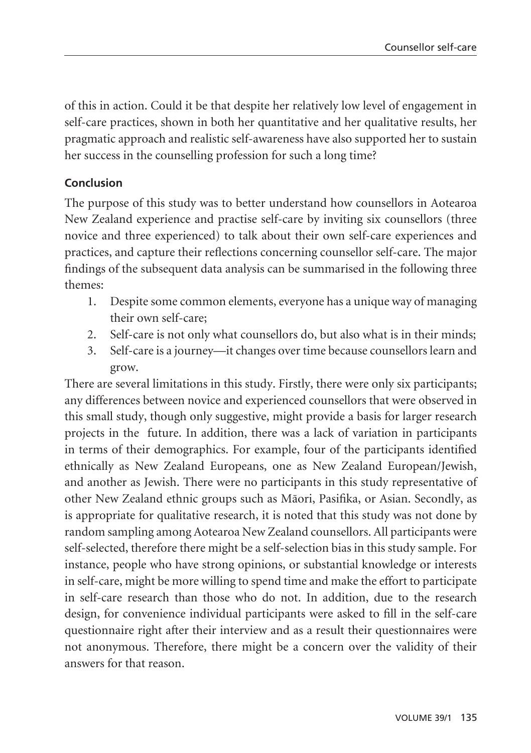of this in action. Could it be that despite her relatively low level of engagement in self-care practices, shown in both her quantitative and her qualitative results, her pragmatic approach and realistic self-awareness have also supported her to sustain her success in the counselling profession for such a long time?

## Conclusion

The purpose of this study was to better understand how counsellors in Aotearoa New Zealand experience and practise self-care by inviting six counsellors (three novice and three experienced) to talk about their own self-care experiences and practices, and capture their reflections concerning counsellor self-care. The major findings of the subsequent data analysis can be summarised in the following three themes:

1. Despite some common elements, everyone has a unique way of managing their own self-care;
2. Self-care is not only what counsellors do, but also what is in their minds;
3. Self-care is a journey—it changes over time because counsellors learn and grow.

There are several limitations in this study. Firstly, there were only six participants; any differences between novice and experienced counsellors that were observed in this small study, though only suggestive, might provide a basis for larger research projects in the future. In addition, there was a lack of variation in participants in terms of their demographics. For example, four of the participants identified ethnically as New Zealand Europeans, one as New Zealand European/Jewish, and another as Jewish. There were no participants in this study representative of other New Zealand ethnic groups such as Māori, Pasifika, or Asian. Secondly, as is appropriate for qualitative research, it is noted that this study was not done by random sampling among Aotearoa New Zealand counsellors. All participants were self-selected, therefore there might be a self-selection bias in this study sample. For instance, people who have strong opinions, or substantial knowledge or interests in self-care, might be more willing to spend time and make the effort to participate in self-care research than those who do not. In addition, due to the research design, for convenience individual participants were asked to fill in the self-care questionnaire right after their interview and as a result their questionnaires were not anonymous. Therefore, there might be a concern over the validity of their answers for that reason.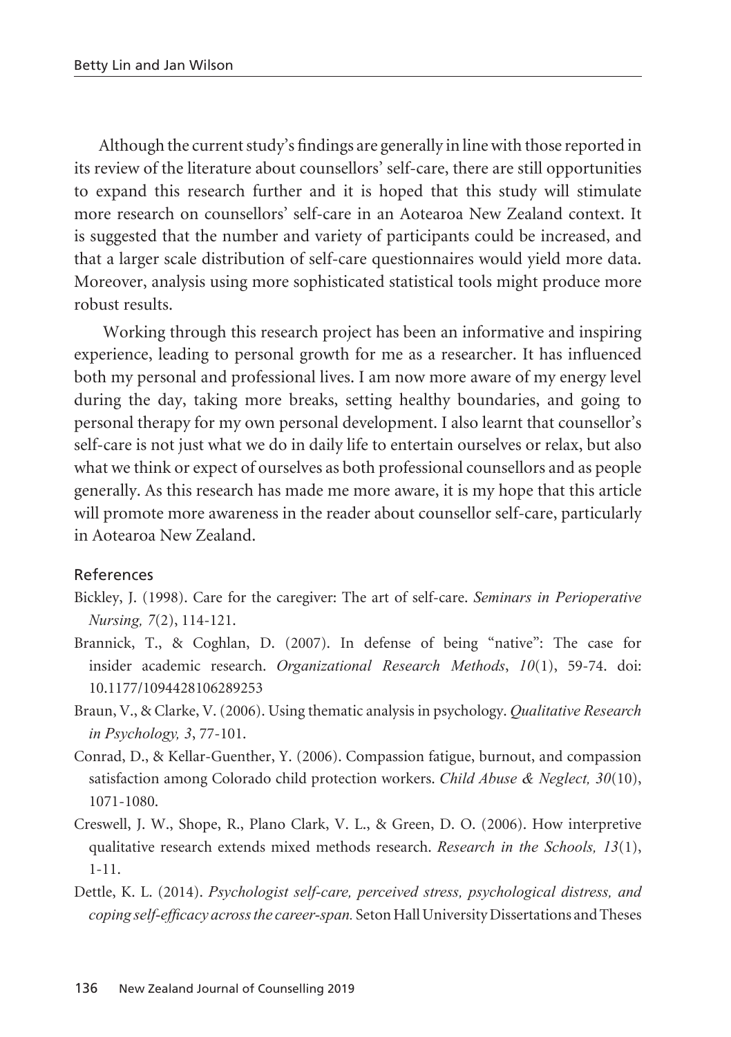Although the current study's findings are generally in line with those reported in its review of the literature about counsellors' self-care, there are still opportunities to expand this research further and it is hoped that this study will stimulate more research on counsellors' self-care in an Aotearoa New Zealand context. It is suggested that the number and variety of participants could be increased, and that a larger scale distribution of self-care questionnaires would yield more data. Moreover, analysis using more sophisticated statistical tools might produce more robust results.

Working through this research project has been an informative and inspiring experience, leading to personal growth for me as a researcher. It has influenced both my personal and professional lives. I am now more aware of my energy level during the day, taking more breaks, setting healthy boundaries, and going to personal therapy for my own personal development. I also learnt that counsellor's self-care is not just what we do in daily life to entertain ourselves or relax, but also what we think or expect of ourselves as both professional counsellors and as people generally. As this research has made me more aware, it is my hope that this article will promote more awareness in the reader about counsellor self-care, particularly in Aotearoa New Zealand.

## References

Bickley, J. (1998). Care for the caregiver: The art of self-care. *Seminars in Perioperative Nursing, 7*(2), 114-121.

Brannick, T., & Coghlan, D. (2007). In defense of being "native": The case for insider academic research. *Organizational Research Methods*, *10*(1), 59-74. doi: 10.1177/1094428106289253

Braun, V., & Clarke, V. (2006). Using thematic analysis in psychology. *Qualitative Research in Psychology, 3*, 77-101.

Conrad, D., & Kellar-Guenther, Y. (2006). Compassion fatigue, burnout, and compassion satisfaction among Colorado child protection workers. *Child Abuse & Neglect, 30*(10), 1071-1080.

Creswell, J. W., Shope, R., Plano Clark, V. L., & Green, D. O. (2006). How interpretive qualitative research extends mixed methods research. *Research in the Schools, 13*(1), 1-11.

Dettle, K. L. (2014). *Psychologist self-care, perceived stress, psychological distress, and coping self-efficacy across the career-span.* Seton Hall University Dissertations and Theses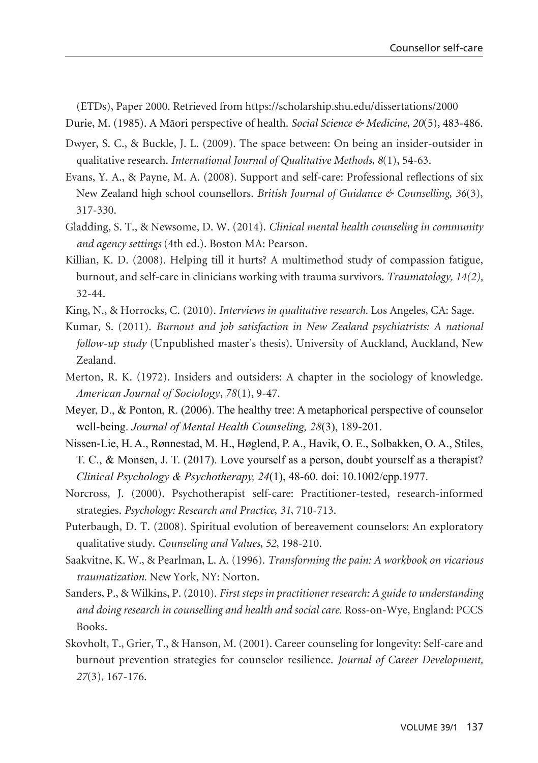(ETDs), Paper 2000. Retrieved from https://scholarship.shu.edu/dissertations/2000

Durie, M. (1985). A Māori perspective of health. *Social Science & Medicine, 20*(5), 483-486.

Dwyer, S. C., & Buckle, J. L. (2009). The space between: On being an insider-outsider in qualitative research. *International Journal of Qualitative Methods, 8*(1), 54-63.

Evans, Y. A., & Payne, M. A. (2008). Support and self-care: Professional reflections of six New Zealand high school counsellors. *British Journal of Guidance & Counselling, 36*(3), 317-330.

Gladding, S. T., & Newsome, D. W. (2014). *Clinical mental health counseling in community and agency settings* (4th ed.). Boston MA: Pearson.

Killian, K. D. (2008). Helping till it hurts? A multimethod study of compassion fatigue, burnout, and self-care in clinicians working with trauma survivors. *Traumatology, 14(2)*, 32-44.

King, N., & Horrocks, C. (2010). *Interviews in qualitative research.* Los Angeles, CA: Sage.

Kumar, S. (2011). *Burnout and job satisfaction in New Zealand psychiatrists: A national follow-up study* (Unpublished master's thesis). University of Auckland, Auckland, New Zealand.

Merton, R. K. (1972). Insiders and outsiders: A chapter in the sociology of knowledge. *American Journal of Sociology*, *78*(1), 9-47.

Meyer, D., & Ponton, R. (2006). The healthy tree: A metaphorical perspective of counselor well-being. *Journal of Mental Health Counseling, 28*(3), 189-201.

Nissen-Lie, H. A., Rønnestad, M. H., Høglend, P. A., Havik, O. E., Solbakken, O. A., Stiles, T. C., & Monsen, J. T. (2017). Love yourself as a person, doubt yourself as a therapist? *Clinical Psychology & Psychotherapy, 24*(1), 48-60. doi: 10.1002/cpp.1977.

Norcross, J. (2000). Psychotherapist self-care: Practitioner-tested, research-informed strategies. *Psychology: Research and Practice, 31*, 710-713.

Puterbaugh, D. T. (2008). Spiritual evolution of bereavement counselors: An exploratory qualitative study. *Counseling and Values, 52*, 198-210.

Saakvitne, K. W., & Pearlman, L. A. (1996). *Transforming the pain: A workbook on vicarious traumatization.* New York, NY: Norton.

Sanders, P., & Wilkins, P. (2010). *First steps in practitioner research: A guide to understanding and doing research in counselling and health and social care.* Ross-on-Wye, England: PCCS Books.

Skovholt, T., Grier, T., & Hanson, M. (2001). Career counseling for longevity: Self-care and burnout prevention strategies for counselor resilience. *Journal of Career Development, 27*(3), 167-176.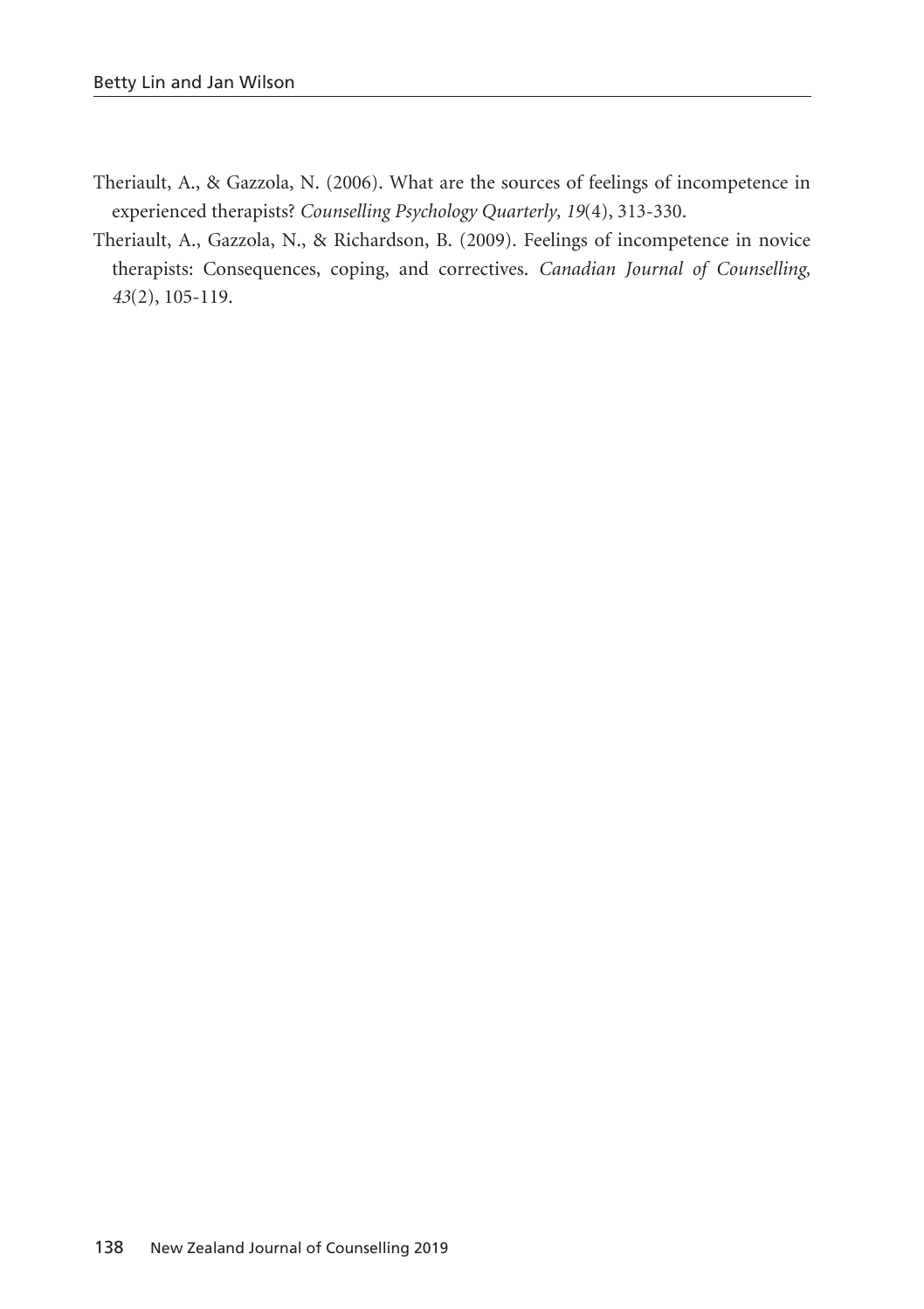Theriault, A., & Gazzola, N. (2006). What are the sources of feelings of incompetence in experienced therapists? *Counselling Psychology Quarterly, 19*(4), 313-330.

Theriault, A., Gazzola, N., & Richardson, B. (2009). Feelings of incompetence in novice therapists: Consequences, coping, and correctives. *Canadian Journal of Counselling, 43*(2), 105-119.